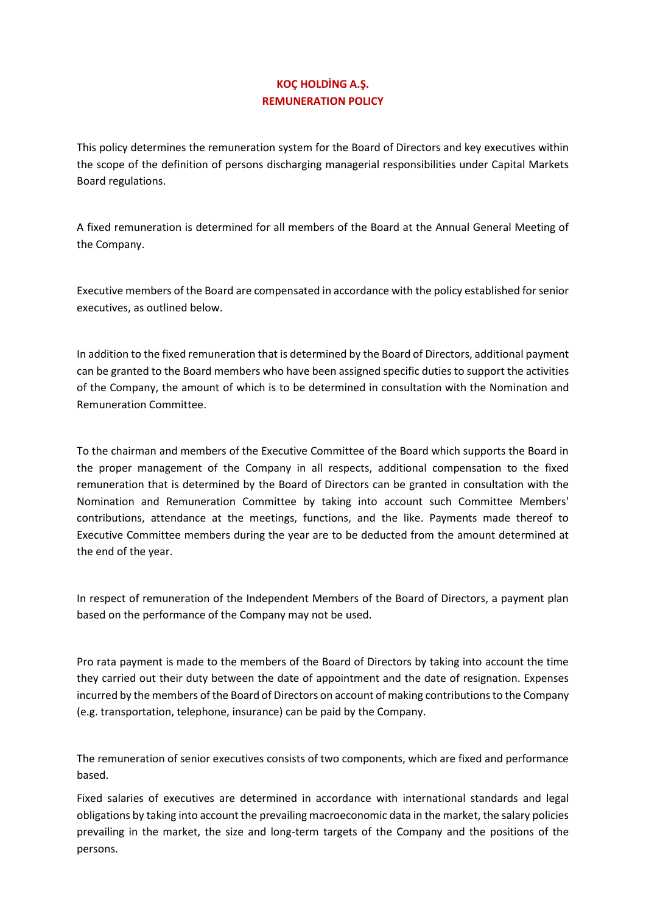# KOÇ HOLDİNG A.Ş.
# REMUNERATION POLICY

This policy determines the remuneration system for the Board of Directors and key executives within the scope of the definition of persons discharging managerial responsibilities under Capital Markets Board regulations.

A fixed remuneration is determined for all members of the Board at the Annual General Meeting of the Company.

Executive members of the Board are compensated in accordance with the policy established for senior executives, as outlined below.

In addition to the fixed remuneration that is determined by the Board of Directors, additional payment can be granted to the Board members who have been assigned specific duties to support the activities of the Company, the amount of which is to be determined in consultation with the Nomination and Remuneration Committee.

To the chairman and members of the Executive Committee of the Board which supports the Board in the proper management of the Company in all respects, additional compensation to the fixed remuneration that is determined by the Board of Directors can be granted in consultation with the Nomination and Remuneration Committee by taking into account such Committee Members' contributions, attendance at the meetings, functions, and the like. Payments made thereof to Executive Committee members during the year are to be deducted from the amount determined at the end of the year.

In respect of remuneration of the Independent Members of the Board of Directors, a payment plan based on the performance of the Company may not be used.

Pro rata payment is made to the members of the Board of Directors by taking into account the time they carried out their duty between the date of appointment and the date of resignation. Expenses incurred by the members of the Board of Directors on account of making contributions to the Company (e.g. transportation, telephone, insurance) can be paid by the Company.

The remuneration of senior executives consists of two components, which are fixed and performance based.

Fixed salaries of executives are determined in accordance with international standards and legal obligations by taking into account the prevailing macroeconomic data in the market, the salary policies prevailing in the market, the size and long-term targets of the Company and the positions of the persons.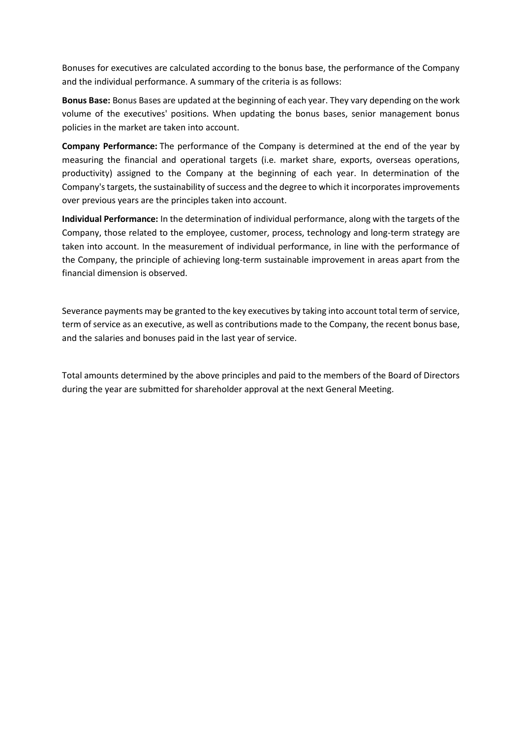Bonuses for executives are calculated according to the bonus base, the performance of the Company and the individual performance. A summary of the criteria is as follows:

**Bonus Base:** Bonus Bases are updated at the beginning of each year. They vary depending on the work volume of the executives' positions. When updating the bonus bases, senior management bonus policies in the market are taken into account.

**Company Performance:** The performance of the Company is determined at the end of the year by measuring the financial and operational targets (i.e. market share, exports, overseas operations, productivity) assigned to the Company at the beginning of each year. In determination of the Company's targets, the sustainability of success and the degree to which it incorporates improvements over previous years are the principles taken into account.

**Individual Performance:** In the determination of individual performance, along with the targets of the Company, those related to the employee, customer, process, technology and long-term strategy are taken into account. In the measurement of individual performance, in line with the performance of the Company, the principle of achieving long-term sustainable improvement in areas apart from the financial dimension is observed.

Severance payments may be granted to the key executives by taking into account total term of service, term of service as an executive, as well as contributions made to the Company, the recent bonus base, and the salaries and bonuses paid in the last year of service.

Total amounts determined by the above principles and paid to the members of the Board of Directors during the year are submitted for shareholder approval at the next General Meeting.